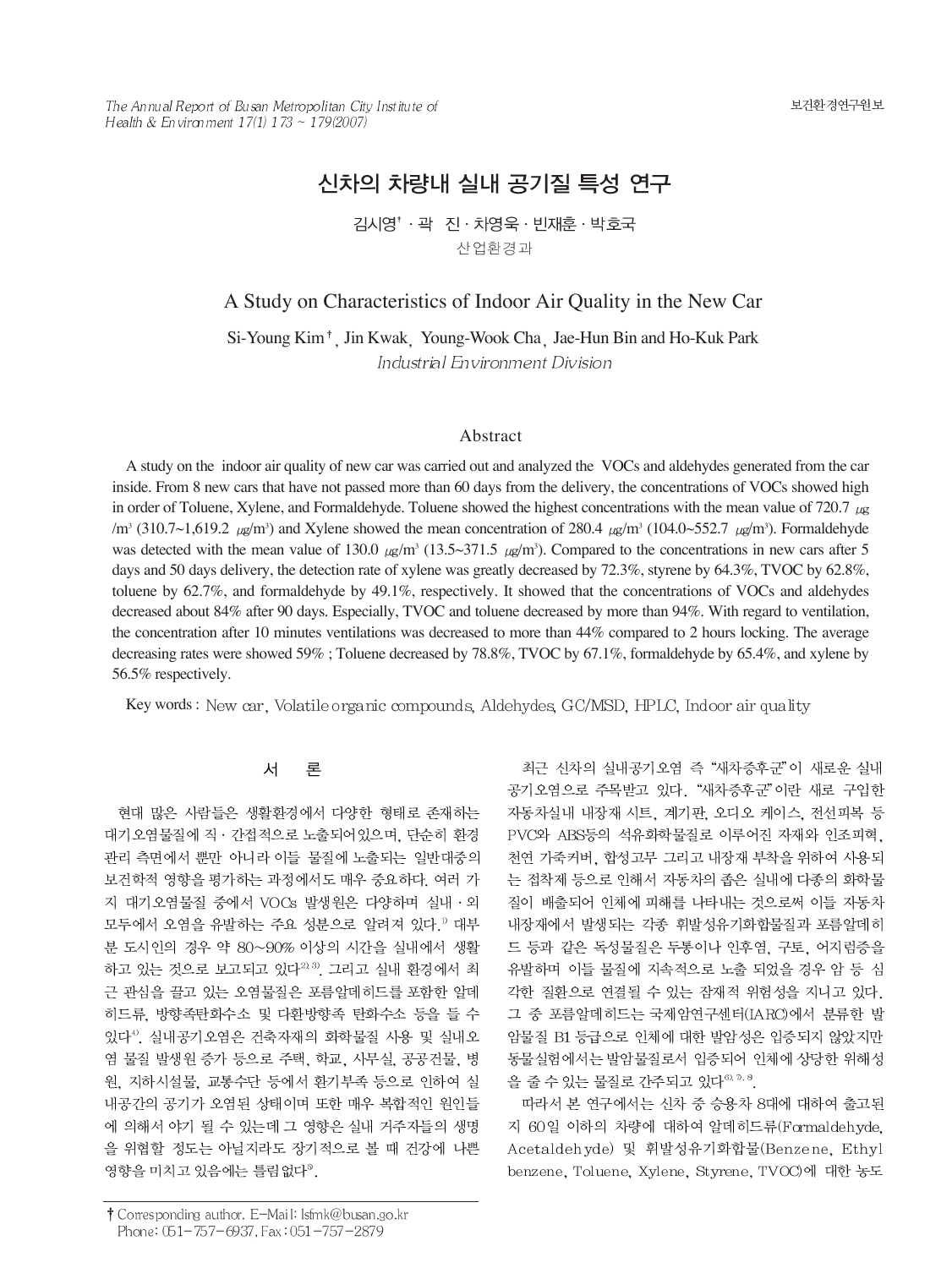# 신차의 차량내 실내 공기질 특성 연구

김시영[†] · 곽 진 · 차영욱 · 빈재훈 · 박호국

산업환경과

# A Study on Characteristics of Indoor Air Quality in the New Car

Si-Young Kim[†], Jin Kwak, Young-Wook Cha, Jae-Hun Bin and Ho-Kuk Park

*Industrial Environment Division*

## Abstract

A study on the indoor air quality of new car was carried out and analyzed the VOCs and aldehydes generated from the car inside. From 8 new cars that have not passed more than 60 days from the delivery, the concentrations of VOCs showed high in order of Toluene, Xylene, and Formaldehyde. Toluene showed the highest concentrations with the mean value of 720.7 ㎍/m³ (310.7~1,619.2 ㎍/m³) and Xylene showed the mean concentration of 280.4 ㎍/m³ (104.0~552.7 ㎍/m³). Formaldehyde was detected with the mean value of 130.0 ㎍/m³ (13.5~371.5 ㎍/m³). Compared to the concentrations in new cars after 5 days and 50 days delivery, the detection rate of xylene was greatly decreased by 72.3%, styrene by 64.3%, TVOC by 62.8%, toluene by 62.7%, and formaldehyde by 49.1%, respectively. It showed that the concentrations of VOCs and aldehydes decreased about 84% after 90 days. Especially, TVOC and toluene decreased by more than 94%. With regard to ventilation, the concentration after 10 minutes ventilations was decreased to more than 44% compared to 2 hours locking. The average decreasing rates were showed 59% ; Toluene decreased by 78.8%, TVOC by 67.1%, formaldehyde by 65.4%, and xylene by 56.5% respectively.

Key words : New car, Volatile organic compounds, Aldehydes, GC/MSD, HPLC, Indoor air quality

## 서 론

현대 많은 사람들은 생활환경에서 다양한 형태로 존재하는 대기오염물질에 직 · 간접적으로 노출되어있으며, 단순히 환경관리 측면에서 뿐만 아니라 이들 물질에 노출되는 일반대중의 보건학적 영향을 평가하는 과정에서도 매우 중요하다. 여러 가지 대기오염물질 중에서 VOCs 발생원은 다양하며 실내 · 외 모두에서 오염을 유발하는 주요 성분으로 알려져 있다.[1] 대부분 도시인의 경우 약 80~90% 이상의 시간을 실내에서 생활하고 있는 것으로 보고되고 있다[2),3)]. 그리고 실내 환경에서 최근 관심을 끌고 있는 오염물질은 포름알데히드를 포함한 알데히드류, 방향족탄화수소 및 다환방향족 탄화수소 등을 들 수 있다[4)]. 실내공기오염은 건축자재의 화학물질 사용 및 실내오염 물질 발생원 증가 등으로 주택, 학교, 사무실, 공공건물, 병원, 지하시설물, 교통수단 등에서 환기부족 등으로 인하여 실내공간의 공기가 오염된 상태이며 또한 매우 복합적인 원인들에 의해서 야기 될 수 있는데 그 영향은 실내 거주자들의 생명을 위협할 정도는 아닐지라도 장기적으로 볼 때 건강에 나쁜 영향을 미치고 있음에는 틀림없다[5)].

최근 신차의 실내공기오염 즉 "새차증후군"이 새로운 실내공기오염으로 주목받고 있다. "새차증후군"이란 새로 구입한 자동차실내 내장재 시트, 계기판, 오디오 케이스, 전선피복 등 PVC와 ABS등의 석유화학물질로 이루어진 자재와 인조피혁, 천연 가죽커버, 합성고무 그리고 내장재 부착을 위하여 사용되는 접착제 등으로 인해서 자동차의 좁은 실내에 다종의 화학물질이 배출되어 인체에 피해를 나타내는 것으로써 이들 자동차 내장재에서 발생되는 각종 휘발성유기화합물질과 포름알데히드 등과 같은 독성물질은 두통이나 인후염, 구토, 어지럼증을 유발하며 이들 물질에 지속적으로 노출 되었을 경우 암 등 심각한 질환으로 연결될 수 있는 잠재적 위험성을 지니고 있다. 그 중 포름알데히드는 국제암연구센터(IARC)에서 분류한 발암물질 B1 등급으로 인체에 대한 발암성은 입증되지 않았지만 동물실험에서는 발암물질로서 입증되어 인체에 상당한 위해성을 줄 수 있는 물질로 간주되고 있다[6),7),8)].

따라서 본 연구에서는 신차 중 승용차 8대에 대하여 출고된 지 60일 이하의 차량에 대하여 알데히드류(Formaldehyde, Acetaldehyde) 및 휘발성유기화합물(Benzene, Ethyl benzene, Toluene, Xylene, Styrene, TVOC)에 대한 농도

† Corresponding author. E-Mail: lsfmk@busan.go.kr
Phone: 051-757-6937, Fax: 051-757-2879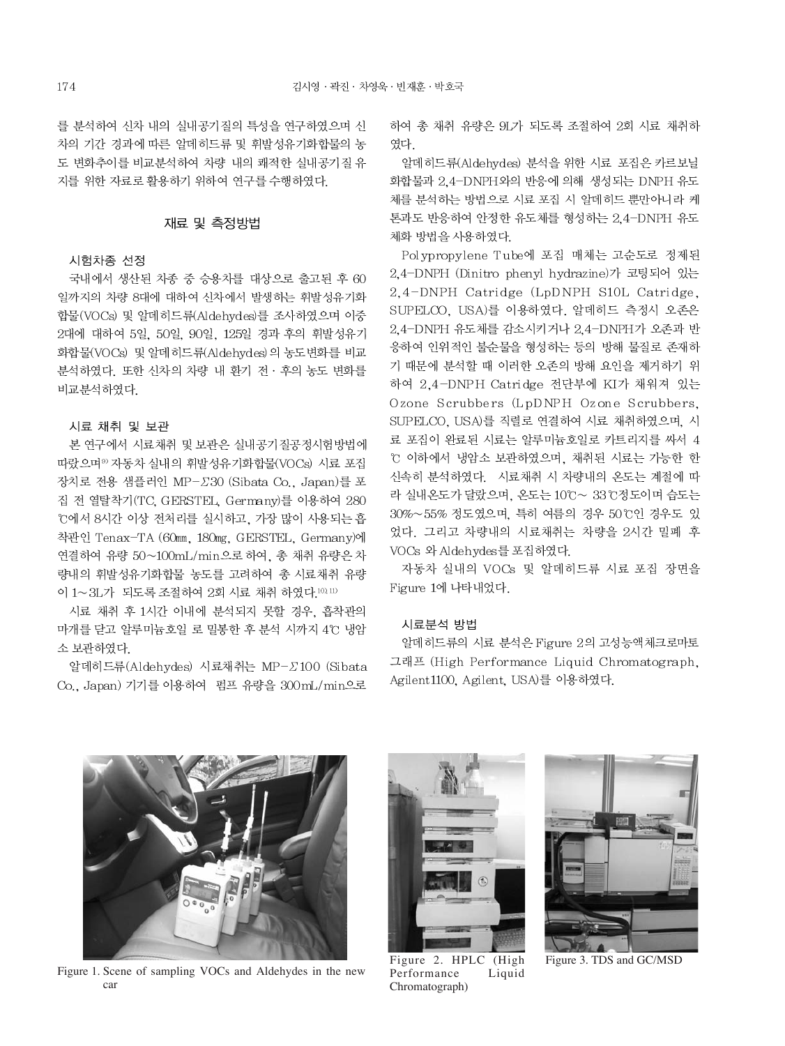를 분석하여 신차 내의 실내공기질의 특성을 연구하였으며 신차의 기간 경과에 따른 알데히드류 및 휘발성유기화합물의 농도 변화추이를 비교분석하여 차량 내의 쾌적한 실내공기질 유지를 위한 자료로 활용하기 위하여 연구를 수행하였다.

## 재료 및 측정방법

### 시험차종 선정

국내에서 생산된 차종 중 승용차를 대상으로 출고된 후 60일까지의 차량 8대에 대하여 신차에서 발생하는 휘발성유기화합물(VOCs) 및 알데히드류(Aldehydes)를 조사하였으며 이중 2대에 대하여 5일, 50일, 90일, 125일 경과 후의 휘발성유기화합물(VOCs) 및 알데히드류(Aldehydes)의 농도변화를 비교분석하였다. 또한 신차의 차량 내 환기 전·후의 농도 변화를 비교분석하였다.

### 시료 채취 및 보관

본 연구에서 시료채취 및 보관은 실내공기질공정시험방법에 따랐으며[9] 자동차 실내의 휘발성유기화합물(VOCs) 시료 포집 장치로 전용 샘플러인 MP-Σ30 (Sibata Co., Japan)를 포집 전 열탈착기(TC, GERSTEL, Germany)를 이용하여 280℃에서 8시간 이상 전처리를 실시하고, 가장 많이 사용되는 흡착관인 Tenax-TA (60㎜, 180㎎, GERSTEL, Germany)에 연결하여 유량 50～100mL/min으로 하여, 총 채취 유량은 차량내의 휘발성유기화합물 농도를 고려하여 총 시료채취 유량이 1～3L가 되도록 조절하여 2회 시료 채취 하였다.[10,11]

시료 채취 후 1시간 이내에 분석되지 못할 경우, 흡착관의 마개를 닫고 알루미늄호일 로 밀봉한 후 분석 시까지 4℃ 냉암소 보관하였다.

알데히드류(Aldehydes) 시료채취는 MP-Σ100 (Sibata Co., Japan) 기기를 이용하여 펌프 유량을 300mL/min으로 하여 총 채취 유량은 9L가 되도록 조절하여 2회 시료 채취하였다.

알데히드류(Aldehydes) 분석을 위한 시료 포집은 카르보닐 화합물과 2,4-DNPH와의 반응에 의해 생성되는 DNPH 유도체를 분석하는 방법으로 시료 포집 시 알데히드 뿐만아니라 케톤과도 반응하여 안정한 유도체를 형성하는 2,4-DNPH 유도체화 방법을 사용하였다.

Polypropylene Tube에 포집 매체는 고순도로 정제된 2,4-DNPH (Dinitro phenyl hydrazine)가 코팅되어 있는 2,4-DNPH Catridge (LpDNPH S10L Catridge, SUPELCO, USA)를 이용하였다. 알데히드 측정시 오존은 2,4-DNPH 유도체를 감소시키거나 2,4-DNPH가 오존과 반응하여 인위적인 불순물을 형성하는 등의 방해 물질로 존재하기 때문에 분석할 때 이러한 오존의 방해 요인을 제거하기 위하여 2,4-DNPH Catridge 전단부에 KI가 채워져 있는 Ozone Scrubbers (LpDNPH Ozone Scrubbers, SUPELCO, USA)를 직렬로 연결하여 시료 채취하였으며, 시료 포집이 완료된 시료는 알루미늄호일로 카트리지를 싸서 4℃ 이하에서 냉암소 보관하였으며, 채취된 시료는 가능한 한 신속히 분석하였다. 시료채취 시 차량내의 온도는 계절에 따라 실내온도가 달랐으며, 온도는 10℃～ 33℃정도이며 습도는 30%～55% 정도였으며, 특히 여름의 경우 50℃인 경우도 있었다. 그리고 차량내의 시료채취는 차량을 2시간 밀폐 후 VOCs 와 Aldehydes를 포집하였다.

자동차 실내의 VOCs 및 알데히드류 시료 포집 장면을 Figure 1에 나타내었다.

### 시료분석 방법

알데히드류의 시료 분석은 Figure 2의 고성능액체크로마토그래프 (High Performance Liquid Chromatograph, Agilent1100, Agilent, USA)를 이용하였다.

Figure 1. Scene of sampling VOCs and Aldehydes in the new car

Figure 2. HPLC (High Performance Liquid Chromatograph)

Figure 3. TDS and GC/MSD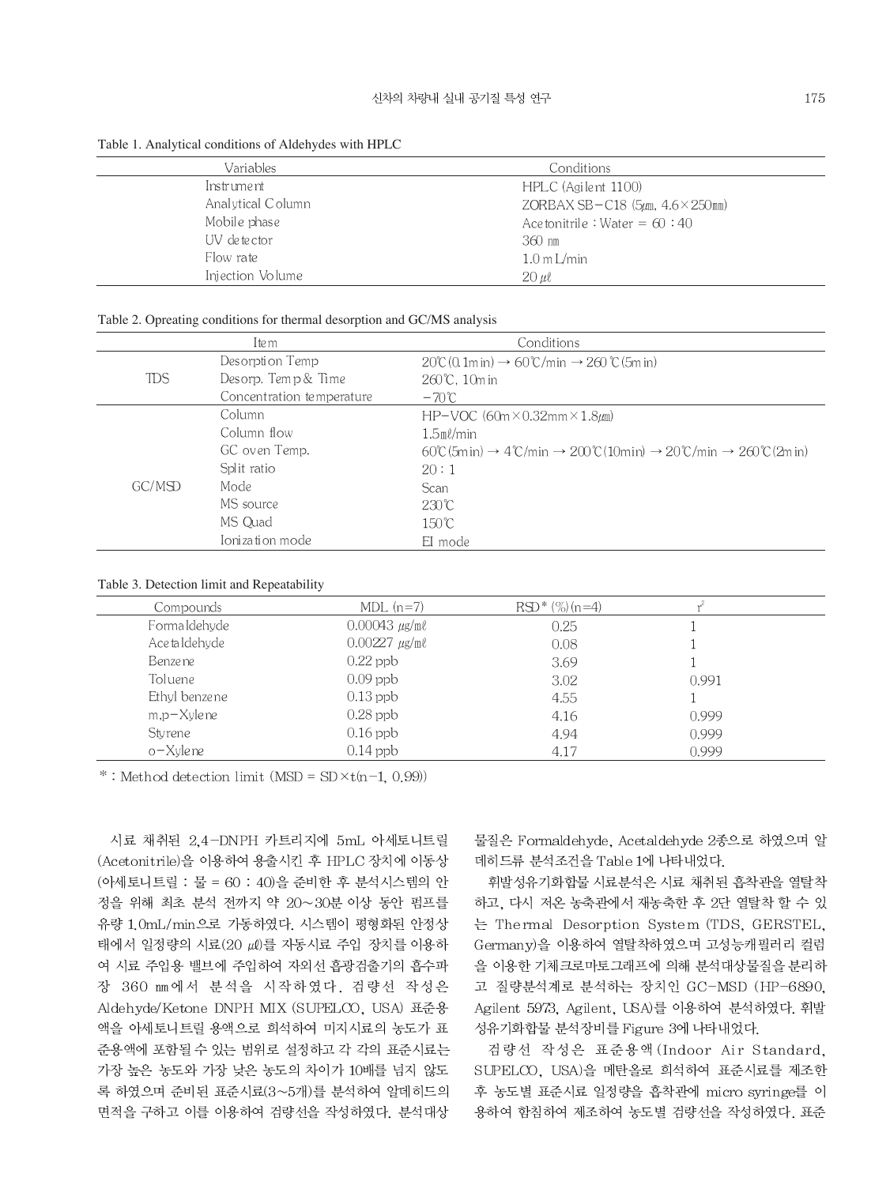Table 1. Analytical conditions of Aldehydes with HPLC

| Variables | Conditions |
|---|---|
| Instrument | HPLC (Agilent 1100) |
| Analytical Column | ZORBAX SB-C18 (5㎛, 4.6×250㎜) |
| Mobile phase | Acetonitrile : Water = 60 : 40 |
| UV detector | 360 ㎚ |
| Flow rate | 1.0 mL/min |
| Injection Volume | 20 ㎕ |

Table 2. Opreating conditions for thermal desorption and GC/MS analysis

| | Item | Conditions |
|---|---|---|
| TDS | Desorption Temp | 20℃(0.1min) → 60℃/min → 260℃(5min) |
| | Desorp. Temp & Time | 260℃, 10min |
| | Concentration temperature | -70℃ |
| GC/MSD | Column | HP-VOC (60m×0.32mm×1.8㎛) |
| | Column flow | 1.5㎖/min |
| | GC oven Temp. | 60℃(5min) → 4℃/min → 200℃(10min) → 20℃/min → 260℃(2min) |
| | Split ratio | 20 : 1 |
| | Mode | Scan |
| | MS source | 230℃ |
| | MS Quad | 150℃ |
| | Ionization mode | EI mode |

Table 3. Detection limit and Repeatability

| Compounds | MDL (n=7) | RSD* (%)(n=4) | $r^2$ |
|---|---|---|---|
| Formaldehyde | 0.00043 ㎍/㎖ | 0.25 | 1 |
| Acetaldehyde | 0.00227 ㎍/㎖ | 0.08 | 1 |
| Benzene | 0.22 ppb | 3.69 | 1 |
| Toluene | 0.09 ppb | 3.02 | 0.991 |
| Ethyl benzene | 0.13 ppb | 4.55 | 1 |
| m,p-Xylene | 0.28 ppb | 4.16 | 0.999 |
| Styrene | 0.16 ppb | 4.94 | 0.999 |
| o-Xylene | 0.14 ppb | 4.17 | 0.999 |

* : Method detection limit (MSD = SD×t(n-1, 0.99))

시료 채취된 2,4-DNPH 카트리지에 5mL 아세토니트릴(Acetonitrile)을 이용하여 용출시킨 후 HPLC 장치에 이동상(아세토니트릴 : 물 = 60 : 40)을 준비한 후 분석시스템의 안정을 위해 최초 분석 전까지 약 20~30분 이상 동안 펌프를 유량 1.0mL/min으로 가동하였다. 시스템이 평형화된 안정상태에서 일정량의 시료(20 ㎕)를 자동시료 주입 장치를 이용하여 시료 주입용 밸브에 주입하여 자외선 흡광검출기의 흡수파장 360 ㎚에서 분석을 시작하였다. 검량선 작성은 Aldehyde/Ketone DNPH MIX (SUPELCO, USA) 표준용액을 아세토니트릴 용액으로 희석하여 미지시료의 농도가 표준용액에 포함될 수 있는 범위로 설정하고 각 각의 표준시료는 가장 높은 농도와 가장 낮은 농도의 차이가 10배를 넘지 않도록 하였으며 준비된 표준시료(3~5개)를 분석하여 알데히드의 면적을 구하고 이를 이용하여 검량선을 작성하였다. 분석대상물질은 Formaldehyde, Acetaldehyde 2종으로 하였으며 알데히드류 분석조건을 Table 1에 나타내었다.

휘발성유기화합물 시료분석은 시료 채취된 흡착관을 열탈착하고, 다시 저온 농축관에서 재농축한 후 2단 열탈착 할 수 있는 Thermal Desorption System (TDS, GERSTEL, Germany)을 이용하여 열탈착하였으며 고성능캐필러리 컬럼을 이용한 기체크로마토그래프에 의해 분석대상물질을 분리하고 질량분석계로 분석하는 장치인 GC-MSD (HP-6890, Agilent 5973, Agilent, USA)를 이용하여 분석하였다. 휘발성유기화합물 분석장비를 Figure 3에 나타내었다.

검량선 작성은 표준용액(Indoor Air Standard, SUPELCO, USA)을 메탄올로 희석하여 표준시료를 제조한 후 농도별 표준시료 일정량을 흡착관에 micro syringe를 이용하여 함침하여 제조하여 농도별 검량선을 작성하였다. 표준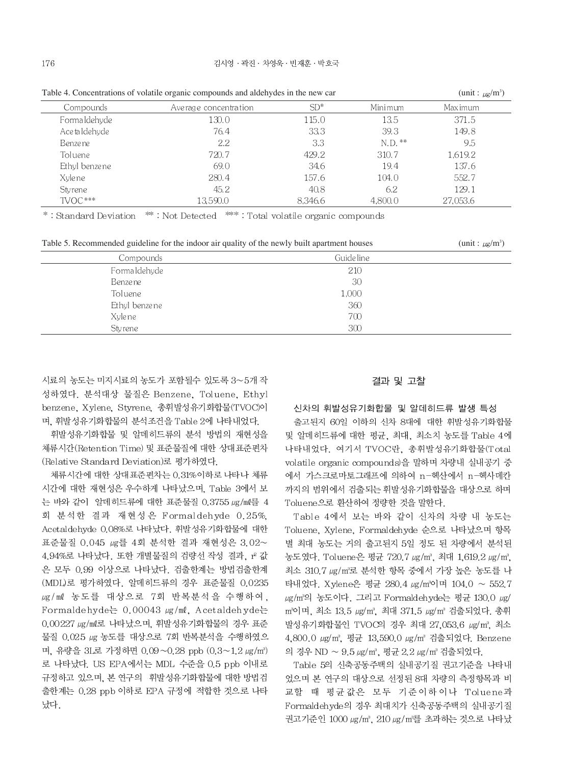Table 4. Concentrations of volatile organic compounds and aldehydes in the new car (unit : $\mu g/m^3$)

| Compounds | Average concentration | SD* | Minimum | Maximum |
|---|---|---|---|---|
| Formaldehyde | 130.0 | 115.0 | 13.5 | 371.5 |
| Acetaldehyde | 76.4 | 33.3 | 39.3 | 149.8 |
| Benzene | 2.2 | 3.3 | N.D. ** | 9.5 |
| Toluene | 720.7 | 429.2 | 310.7 | 1,619.2 |
| Ethyl benzene | 69.0 | 34.6 | 19.4 | 137.6 |
| Xylene | 280.4 | 157.6 | 104.0 | 552.7 |
| Styrene | 45.2 | 40.8 | 6.2 | 129.1 |
| TVOC*** | 13,590.0 | 8,346.6 | 4,800.0 | 27,053.6 |

* : Standard Deviation ** : Not Detected *** : Total volatile organic compounds

Table 5. Recommended guideline for the indoor air quality of the newly built apartment houses (unit : $\mu g/m^3$)

| Compounds | Guideline |
|---|---|
| Formaldehyde | 210 |
| Benzene | 30 |
| Toluene | 1,000 |
| Ethyl benzene | 360 |
| Xylene | 700 |
| Styrene | 300 |

시료의 농도는 미지시료의 농도가 포함될수 있도록 3~5개 작성하였다. 분석대상 물질은 Benzene, Toluene, Ethyl benzene, Xylene, Styrene, 총휘발성유기화합물(TVOC)이며, 휘발성유기화합물의 분석조건을 Table 2에 나타내었다.

휘발성유기화합물 및 알데히드류의 분석 방법의 재현성을 체류시간(Retention Time) 및 표준물질에 대한 상대표준편차(Relative Standard Deviation)로 평가하였다.

체류시간에 대한 상대표준편차는 0.31%이하로 나타나 체류시간에 대한 재현성은 우수하게 나타났으며, Table 3에서 보는 바와 같이 알데히드류에 대한 표준물질 0.3755 $\mu g/m\ell$를 4회 분석한 결과 재현성은 Formaldehyde 0.25%, Acetaldehyde 0.08%로 나타났다. 휘발성유기화합물에 대한 표준물질 0.045 $\mu g$를 4회 분석한 결과 재현성은 3.02~4.94%로 나타났다. 또한 개별물질의 검량선 작성 결과, $r^2$ 값은 모두 0.99 이상으로 나타났다. 검출한계는 방법검출한계(MDL)로 평가하였다. 알데히드류의 경우 표준물질 0.0235 $\mu g/m\ell$ 농도를 대상으로 7회 반복분석을 수행하여, Formaldehyde는 0.00043 $\mu g/m\ell$, Acetaldehyde는 0.00227 $\mu g/m\ell$로 나타났으며, 휘발성유기화합물의 경우 표준물질 0.025 $\mu g$ 농도를 대상으로 7회 반복분석을 수행하였으며, 유량을 3L로 가정하면 0.09~0.28 ppb (0.3~1.2 $\mu g/m^3$)로 나타났다. US EPA에서는 MDL 수준을 0.5 ppb 이내로 규정하고 있으며, 본 연구의 휘발성유기화합물에 대한 방법검출한계는 0.28 ppb 이하로 EPA 규정에 적합한 것으로 나타났다.

## 결과 및 고찰

### 신차의 휘발성유기화합물 및 알데히드류 발생 특성

출고된지 60일 이하의 신차 8대에 대한 휘발성유기화합물 및 알데히드류에 대한 평균, 최대, 최소치 농도를 Table 4에 나타내었다. 여기서 TVOC란, 총휘발성유기화합물(Total volatile organic compounds)을 말하며 차량내 실내공기 중에서 가스크로마토그래프에 의하여 n-헥산에서 n-헥사데칸까지의 범위에서 검출되는 휘발성유기화합물을 대상으로 하며 Toluene으로 환산하여 정량한 것을 말한다.

Table 4에서 보는 바와 같이 신차의 차량 내 농도는 Toluene, Xylene, Formaldehyde 순으로 나타났으며 항목별 최대 농도는 거의 출고된지 5일 정도 된 차량에서 분석된 농도였다. Toluene은 평균 720.7 $\mu g/m^3$, 최대 1,619.2 $\mu g/m^3$, 최소 310.7 $\mu g/m^3$로 분석한 항목 중에서 가장 높은 농도를 나타내었다. Xylene은 평균 280.4 $\mu g/m^3$이며 104.0 ~ 552.7 $\mu g/m^3$의 농도이다. 그리고 Formaldehyde는 평균 130.0 $\mu g/m^3$이며, 최소 13.5 $\mu g/m^3$, 최대 371.5 $\mu g/m^3$ 검출되었다. 총휘발성유기화합물인 TVOC의 경우 최대 27,053.6 $\mu g/m^3$, 최소 4,800.0 $\mu g/m^3$, 평균 13,590.0 $\mu g/m^3$ 검출되었다. Benzene의 경우 ND ~ 9.5 $\mu g/m^3$, 평균 2.2 $\mu g/m^3$ 검출되었다.

Table 5의 신축공동주택의 실내공기질 권고기준을 나타내었으며 본 연구의 대상으로 선정된 8대 차량의 측정항목과 비교할 때 평균값은 모두 기준이하이나 Toluene과 Formaldehyde의 경우 최대치가 신축공동주택의 실내공기질 권고기준인 1000 $\mu g/m^3$, 210 $\mu g/m^3$를 초과하는 것으로 나타났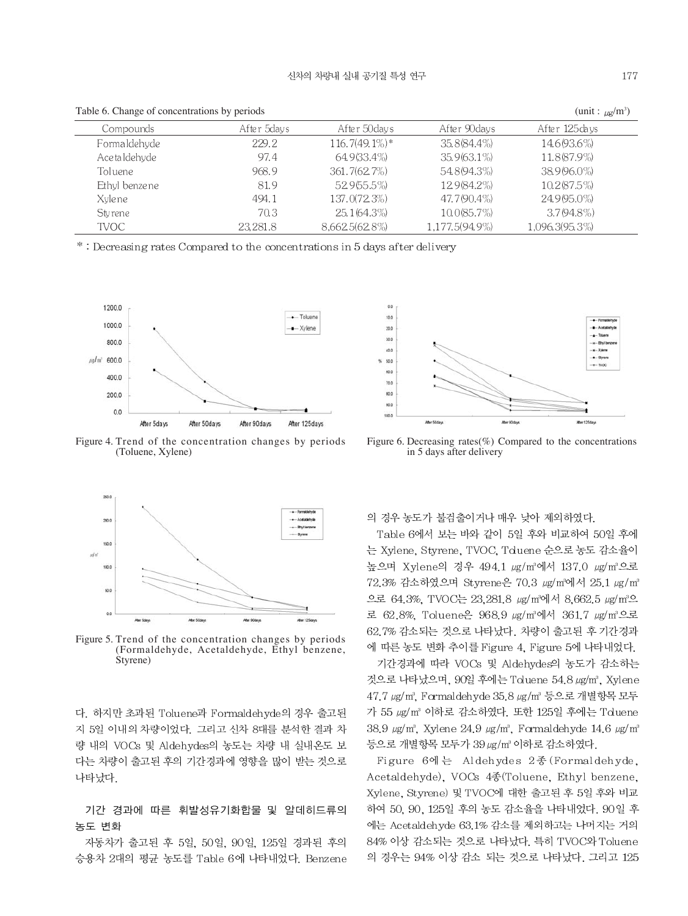Table 6. Change of concentrations by periods (unit : $\mu g/m^3$)

| Compounds | After 5days | After 50days | After 90days | After 125days |
|---|---|---|---|---|
| Formaldehyde | 229.2 | 116.7(49.1%)* | 35.8(84.4%) | 14.6(93.6%) |
| Acetaldehyde | 97.4 | 64.9(33.4%) | 35.9(63.1%) | 11.8(87.9%) |
| Toluene | 968.9 | 361.7(62.7%) | 54.8(94.3%) | 38.9(96.0%) |
| Ethyl benzene | 81.9 | 52.9(35.5%) | 12.9(84.2%) | 10.2(87.5%) |
| Xylene | 494.1 | 137.0(72.3%) | 47.7(90.4%) | 24.9(95.0%) |
| Styrene | 70.3 | 25.1(64.3%) | 10.0(85.7%) | 3.7(94.8%) |
| TVOC | 23,281.8 | 8,662.5(62.8%) | 1,177.5(94.9%) | 1,096.3(95.3%) |

* : Decreasing rates Compared to the concentrations in 5 days after delivery

1200.0
1000.0
800.0
$\mu g/m^3$ 600.0
400.0
200.0
0.0
Toluene
Xylene
After 5days After 50days After 90days After 125days

Figure 4. Trend of the concentration changes by periods (Toluene, Xylene)

0.0
10.0
20.0
30.0
40.0
% 50.0
60.0
70.0
80.0
90.0
100.0
Formaldehyde
Acetaldehyde
Toluene
Ethyl benzene
Xylene
Styrene
TVOC
After 50days After 90days After 125days

Figure 6. Decreasing rates(%) Compared to the concentrations in 5 days after delivery

250.0
200.0
150.0
$\mu g/m^3$
100.0
50.0
0.0
Formaldehyde
Acetaldehyde
Ethyl benzene
Styrene
After 5days After 50days After 90days After 125days

Figure 5. Trend of the concentration changes by periods (Formaldehyde, Acetaldehyde, Ethyl benzene, Styrene)

다. 하지만 초과된 Toluene과 Formaldehyde의 경우 출고된 지 5일 이내의 차량이었다. 그리고 신차 8대를 분석한 결과 차량 내의 VOCs 및 Aldehydes의 농도는 차량 내 실내온도 보다는 차량이 출고된 후의 기간경과에 영향을 많이 받는 것으로 나타났다.

### 기간 경과에 따른 휘발성유기화합물 및 알데히드류의 농도 변화

자동차가 출고된 후 5일, 50일, 90일, 125일 경과된 후의 승용차 2대의 평균 농도를 Table 6에 나타내었다. Benzene의 경우 농도가 불검출이거나 매우 낮아 제외하였다.

Table 6에서 보는 바와 같이 5일 후와 비교하여 50일 후에는 Xylene, Styrene, TVOC, Toluene 순으로 농도 감소율이 높으며 Xylene의 경우 494.1 $\mu g/m^3$에서 137.0 $\mu g/m^3$으로 72.3% 감소하였으며 Styrene은 70.3 $\mu g/m^3$에서 25.1 $\mu g/m^3$으로 64.3%, TVOC는 23,281.8 $\mu g/m^3$에서 8,662.5 $\mu g/m^3$으로 62.8%, Toluene은 968.9 $\mu g/m^3$에서 361.7 $\mu g/m^3$으로 62.7% 감소되는 것으로 나타났다. 차량이 출고된 후 기간경과에 따른 농도 변화 추이를 Figure 4, Figure 5에 나타내었다.

기간경과에 따라 VOCs 및 Aldehydes의 농도가 감소하는 것으로 나타났으며, 90일 후에는 Toluene 54.8 $\mu g/m^3$, Xylene 47.7 $\mu g/m^3$, Formaldehyde 35.8 $\mu g/m^3$ 등으로 개별항목 모두가 55 $\mu g/m^3$ 이하로 감소하였다. 또한 125일 후에는 Toluene 38.9 $\mu g/m^3$, Xylene 24.9 $\mu g/m^3$, Formaldehyde 14.6 $\mu g/m^3$ 등으로 개별항목 모두가 39 $\mu g/m^3$ 이하로 감소하였다.

Figure 6에는 Aldehydes 2종(Formaldehyde, Acetaldehyde), VOCs 4종(Toluene, Ethyl benzene, Xylene, Styrene) 및 TVOC에 대한 출고된 후 5일 후와 비교하여 50, 90, 125일 후의 농도 감소율을 나타내었다. 90일 후에는 Acetaldehyde 63.1% 감소를 제외하고는 나머지는 거의 84% 이상 감소되는 것으로 나타났다. 특히 TVOC와 Toluene의 경우는 94% 이상 감소 되는 것으로 나타났다. 그리고 125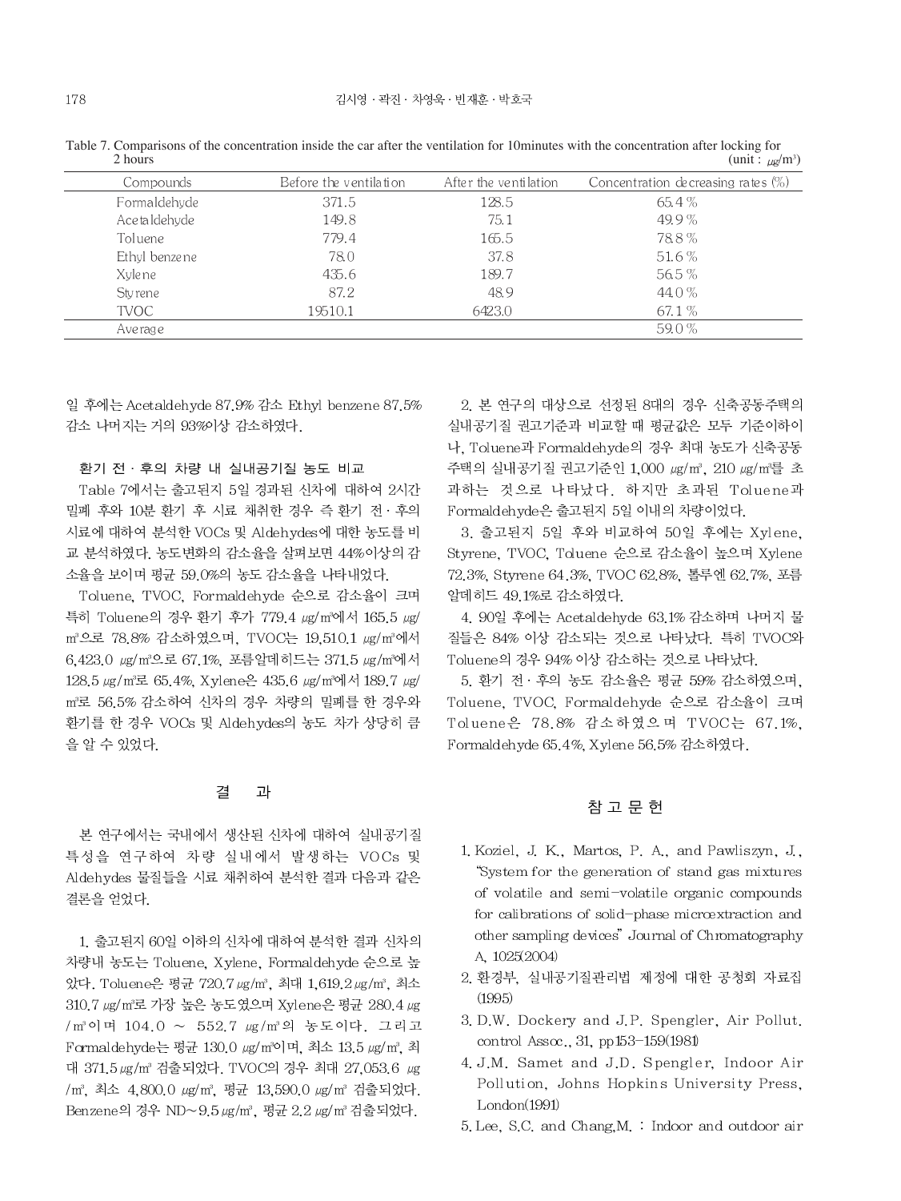Table 7. Comparisons of the concentration inside the car after the ventilation for 10minutes with the concentration after locking for 2 hours (unit : ㎍/m³)

| Compounds | Before the ventilation | After the ventilation | Concentration decreasing rates (%) |
|---|---|---|---|
| Formaldehyde | 371.5 | 128.5 | 65.4 % |
| Acetaldehyde | 149.8 | 75.1 | 49.9 % |
| Toluene | 779.4 | 165.5 | 78.8 % |
| Ethyl benzene | 78.0 | 37.8 | 51.6 % |
| Xylene | 435.6 | 189.7 | 56.5 % |
| Styrene | 87.2 | 48.9 | 44.0 % |
| TVOC | 19510.1 | 6423.0 | 67.1 % |
| Average | | | 59.0 % |

일 후에는 Acetaldehyde 87.9% 감소 Ethyl benzene 87.5% 감소 나머지는 거의 93%이상 감소하였다.

#### 환기 전 · 후의 차량 내 실내공기질 농도 비교

Table 7에서는 출고된지 5일 경과된 신차에 대하여 2시간 밀폐 후와 10분 환기 후 시료 채취한 경우 즉 환기 전 · 후의 시료에 대하여 분석한 VOCs 및 Aldehydes에 대한 농도를 비교 분석하였다. 농도변화의 감소율을 살펴보면 44%이상의 감소율을 보이며 평균 59.0%의 농도 감소율을 나타내었다.

Toluene, TVOC, Formaldehyde 순으로 감소율이 크며 특히 Toluene의 경우 환기 후가 779.4 ㎍/m³에서 165.5 ㎍/m³으로 78.8% 감소하였으며, TVOC는 19,510.1 ㎍/m³에서 6,423.0 ㎍/m³으로 67.1%, 포름알데히드는 371.5 ㎍/m³에서 128.5 ㎍/m³로 65.4%, Xylene은 435.6 ㎍/m³에서 189.7 ㎍/m³로 56.5% 감소하여 신차의 경우 차량의 밀폐를 한 경우와 환기를 한 경우 VOCs 및 Aldehydes의 농도 차가 상당히 큼을 알 수 있었다.

## 결 과

본 연구에서는 국내에서 생산된 신차에 대하여 실내공기질 특성을 연구하여 차량 실내에서 발생하는 VOCs 및 Aldehydes 물질들을 시료 채취하여 분석한 결과 다음과 같은 결론을 얻었다.

1. 출고된지 60일 이하의 신차에 대하여 분석한 결과 신차의 차량내 농도는 Toluene, Xylene, Formaldehyde 순으로 높았다. Toluene은 평균 720.7 ㎍/m³, 최대 1,619.2 ㎍/m³, 최소 310.7 ㎍/m³로 가장 높은 농도였으며 Xylene은 평균 280.4 ㎍/m³이며 104.0 ~ 552.7 ㎍/m³의 농도이다. 그리고 Formaldehyde는 평균 130.0 ㎍/m³이며, 최소 13.5 ㎍/m³, 최대 371.5 ㎍/m³ 검출되었다. TVOC의 경우 최대 27,053.6 ㎍/m³, 최소 4,800.0 ㎍/m³, 평균 13,590.0 ㎍/m³ 검출되었다. Benzene의 경우 ND~9.5 ㎍/m³, 평균 2.2 ㎍/m³ 검출되었다.

2. 본 연구의 대상으로 선정된 8대의 경우 신축공동주택의 실내공기질 권고기준과 비교할 때 평균값은 모두 기준이하이나, Toluene과 Formaldehyde의 경우 최대 농도가 신축공동주택의 실내공기질 권고기준인 1,000 ㎍/m³, 210 ㎍/m³를 초과하는 것으로 나타났다. 하지만 초과된 Toluene과 Formaldehyde은 출고된지 5일 이내의 차량이었다.

3. 출고된지 5일 후와 비교하여 50일 후에는 Xylene, Styrene, TVOC, Toluene 순으로 감소율이 높으며 Xylene 72.3%, Styrene 64.3%, TVOC 62.8%, 톨루엔 62.7%, 포름알데히드 49.1%로 감소하였다.

4. 90일 후에는 Acetaldehyde 63.1% 감소하며 나머지 물질들은 84% 이상 감소되는 것으로 나타났다. 특히 TVOC와 Toluene의 경우 94% 이상 감소하는 것으로 나타났다.

5. 환기 전 · 후의 농도 감소율은 평균 59% 감소하였으며, Toluene, TVOC, Formaldehyde 순으로 감소율이 크며 Toluene은 78.8% 감소하였으며 TVOC는 67.1%, Formaldehyde 65.4%, Xylene 56.5% 감소하였다.

## 참 고 문 헌

1. Koziel, J. K., Martos, P. A., and Pawliszyn, J., "System for the generation of stand gas mixtures of volatile and semi-volatile organic compounds for calibrations of solid-phase microextraction and other sampling devices" Journal of Chromatography A, 1025(2004)
2. 환경부, 실내공기질관리법 제정에 대한 공청회 자료집 (1995)
3. D.W. Dockery and J.P. Spengler, Air Pollut. control Assoc., 31, pp153-159(1981)
4. J.M. Samet and J.D. Spengler, Indoor Air Pollution, Johns Hopkins University Press, London(1991)
5. Lee, S.C. and Chang,M. : Indoor and outdoor air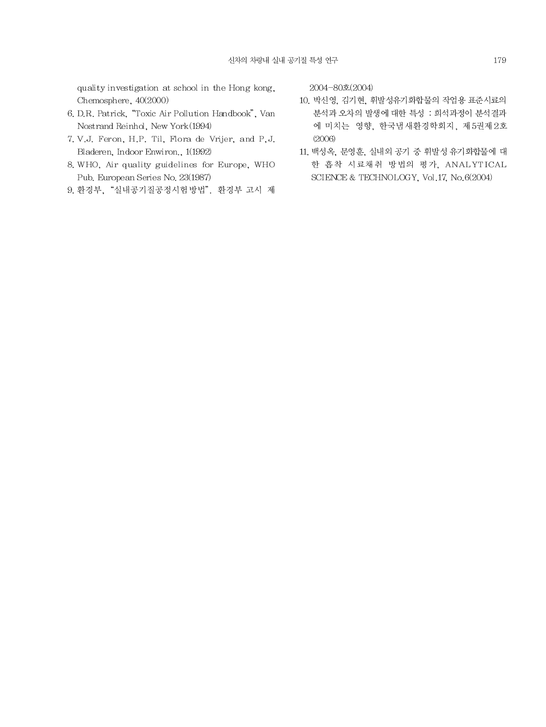quality investigation at school in the Hong kong, Chemosphere, 40(2000)

6. D.R. Patrick, "Toxic Air Pollution Handbook", Van Nostrand Reinhol, New York(1994)
7. V.J. Feron, H.P. Til, Flora de Vrijer, and P.J. Bladeren, Indoor Enwiron., 1(1992)
8. WHO, Air quality guidelines for Europe, WHO Pub. European Series No. 23(1987)
9. 환경부, "실내공기질공정시험방법". 환경부 고시 제 2004-80호(2004)
10. 박신영, 김기현, 휘발성유기화합물의 작업용 표준시료의 분석과 오차의 발생에 대한 특성 : 희석과정이 분석결과에 미치는 영향, 한국냄새환경학회지, 제5권제2호(2006)
11. 백성옥, 문영훈, 실내외 공기 중 휘발성 유기화합물에 대한 흡착 시료채취 방법의 평가, ANALYTICAL SCIENCE & TECHNOLOGY, Vol.17, No.6(2004)